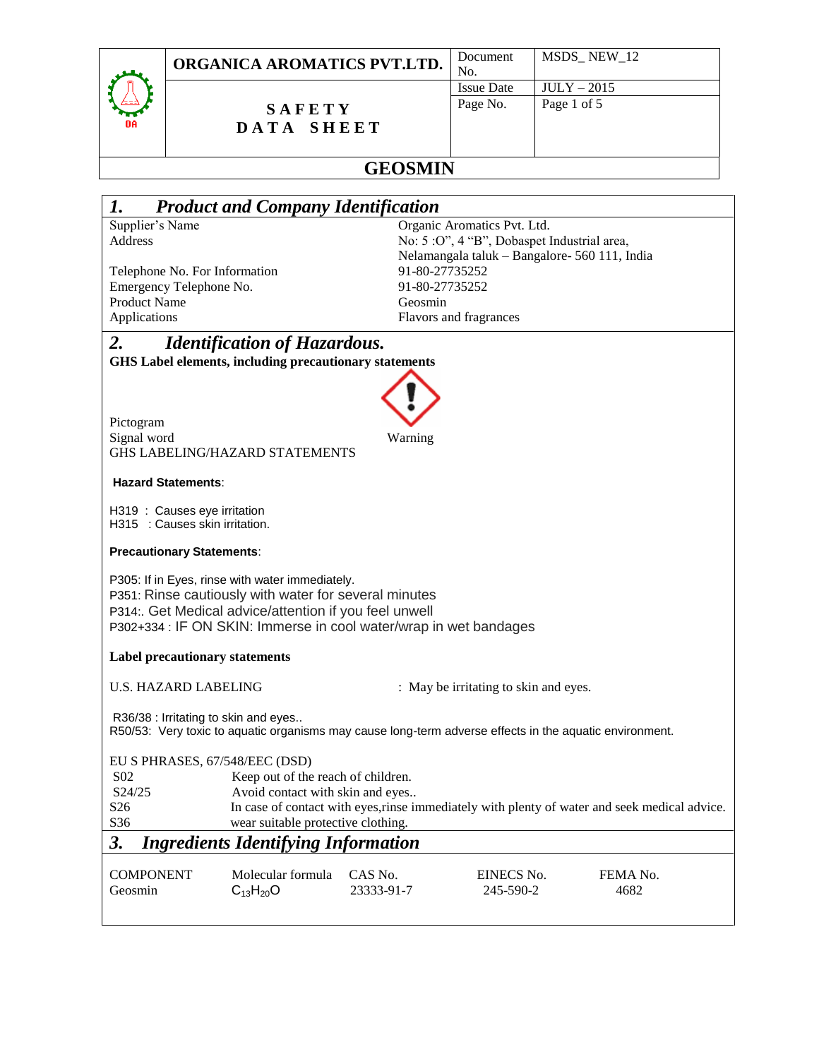| ORGANICA AROMATICS PVT.LTD. | Document No. | MSDS_ NEW_12 |
|---|---|---|
| **SAFETY DATA SHEET** | Issue Date | JULY – 2015 |

# GEOSMIN

## 1. *Product and Company Identification*

| | |
|---|---|
| Supplier's Name | Organic Aromatics Pvt. Ltd. |
| Address | No: 5 :O", 4 "B", Dobaspet Industrial area, Nelamangala taluk – Bangalore- 560 111, India |
| Telephone No. For Information | 91-80-27735252 |
| Emergency Telephone No. | 91-80-27735252 |
| Product Name | Geosmin |
| Applications | Flavors and fragrances |

## 2. *Identification of Hazardous.*

**GHS Label elements, including precautionary statements**

Pictogram

Signal word: Warning

GHS LABELING/HAZARD STATEMENTS

**Hazard Statements**:

H319 : Causes eye irritation
H315 : Causes skin irritation.

**Precautionary Statements**:

P305: If in Eyes, rinse with water immediately.
P351: Rinse cautiously with water for several minutes
P314:. Get Medical advice/attention if you feel unwell
P302+334 : IF ON SKIN: Immerse in cool water/wrap in wet bandages

**Label precautionary statements**

U.S. HAZARD LABELING : May be irritating to skin and eyes.

R36/38 : Irritating to skin and eyes..
R50/53: Very toxic to aquatic organisms may cause long-term adverse effects in the aquatic environment.

EU S PHRASES, 67/548/EEC (DSD)

| | |
|---|---|
| S02 | Keep out of the reach of children. |
| S24/25 | Avoid contact with skin and eyes.. |
| S26 | In case of contact with eyes,rinse immediately with plenty of water and seek medical advice. |
| S36 | wear suitable protective clothing. |

## 3. *Ingredients Identifying Information*

| COMPONENT | Molecular formula | CAS No. | EINECS No. | FEMA No. |
|---|---|---|---|---|
| Geosmin | $C_{13}H_{20}O$ | 23333-91-7 | 245-590-2 | 4682 |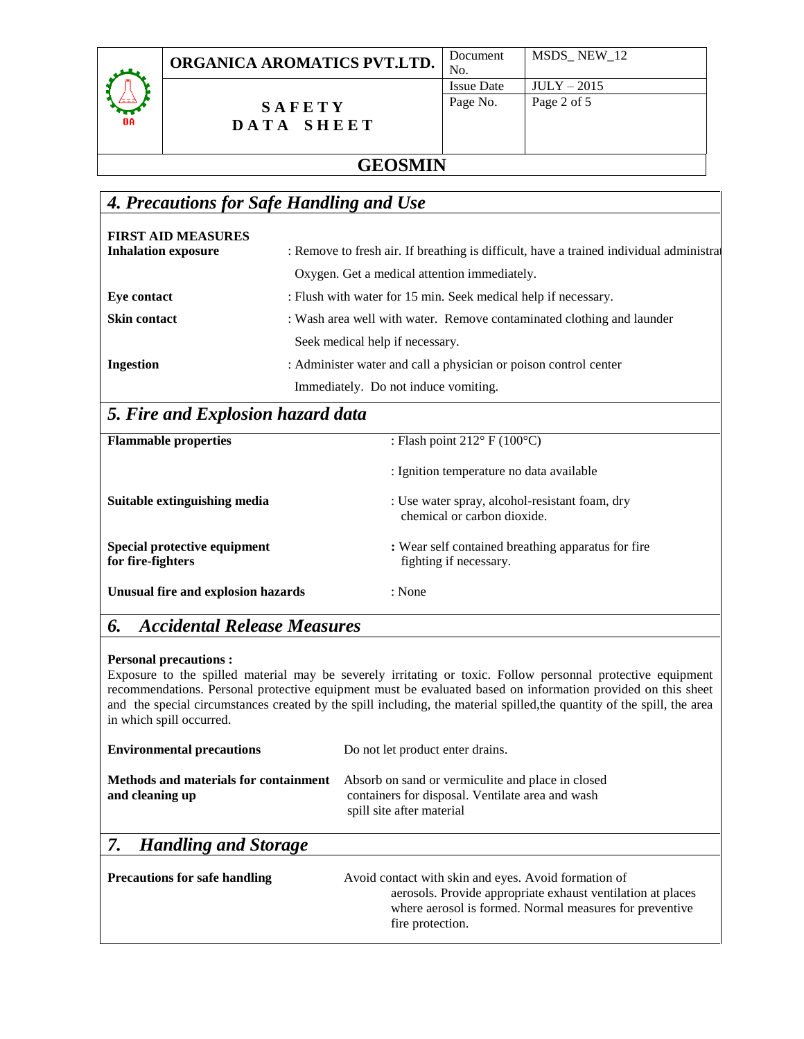# GEOSMIN

## *4. Precautions for Safe Handling and Use*

**FIRST AID MEASURES**

**Inhalation exposure** : Remove to fresh air. If breathing is difficult, have a trained individual administrat Oxygen. Get a medical attention immediately.

**Eye contact** : Flush with water for 15 min. Seek medical help if necessary.

**Skin contact** : Wash area well with water. Remove contaminated clothing and launder Seek medical help if necessary.

**Ingestion** : Administer water and call a physician or poison control center Immediately. Do not induce vomiting.

## *5. Fire and Explosion hazard data*

**Flammable properties** : Flash point 212° F (100°C)

: Ignition temperature no data available

**Suitable extinguishing media** : Use water spray, alcohol-resistant foam, dry chemical or carbon dioxide.

**Special protective equipment for fire-fighters** : Wear self contained breathing apparatus for fire fighting if necessary.

**Unusual fire and explosion hazards** : None

## *6. Accidental Release Measures*

**Personal precautions :**

Exposure to the spilled material may be severely irritating or toxic. Follow personnal protective equipment recommendations. Personal protective equipment must be evaluated based on information provided on this sheet and the special circumstances created by the spill including, the material spilled,the quantity of the spill, the area in which spill occurred.

**Environmental precautions** Do not let product enter drains.

**Methods and materials for containment and cleaning up** Absorb on sand or vermiculite and place in closed containers for disposal. Ventilate area and wash spill site after material

## *7. Handling and Storage*

**Precautions for safe handling** Avoid contact with skin and eyes. Avoid formation of aerosols. Provide appropriate exhaust ventilation at places where aerosol is formed. Normal measures for preventive fire protection.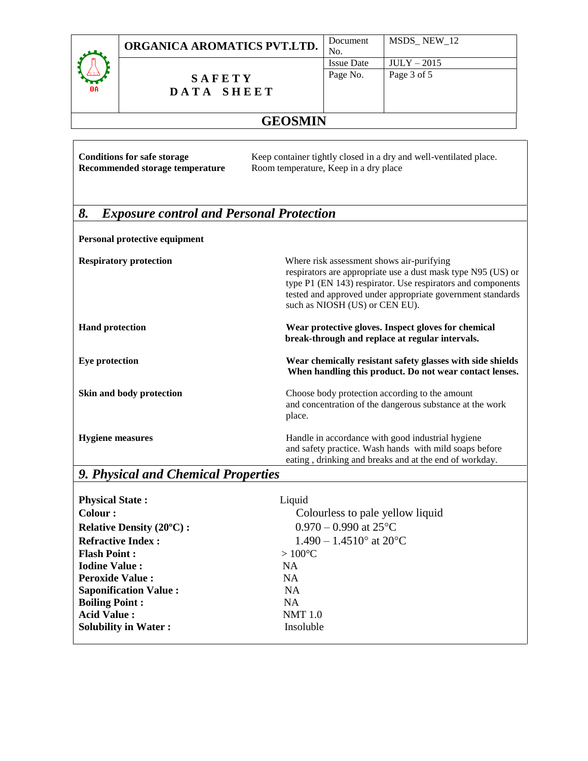# GEOSMIN

**Conditions for safe storage** Keep container tightly closed in a dry and well-ventilated place.
**Recommended storage temperature** Room temperature, Keep in a dry place

## *8. Exposure control and Personal Protection*

**Personal protective equipment**

| | |
|---|---|
| **Respiratory protection** | Where risk assessment shows air-purifying respirators are appropriate use a dust mask type N95 (US) or type P1 (EN 143) respirator. Use respirators and components tested and approved under appropriate government standards such as NIOSH (US) or CEN EU). |
| **Hand protection** | **Wear protective gloves. Inspect gloves for chemical break-through and replace at regular intervals.** |
| **Eye protection** | **Wear chemically resistant safety glasses with side shields When handling this product. Do not wear contact lenses.** |
| **Skin and body protection** | Choose body protection according to the amount and concentration of the dangerous substance at the work place. |
| **Hygiene measures** | Handle in accordance with good industrial hygiene and safety practice. Wash hands with mild soaps before eating , drinking and breaks and at the end of workday. |

## *9. Physical and Chemical Properties*

| | |
|---|---|
| **Physical State :** | Liquid |
| **Colour :** | Colourless to pale yellow liquid |
| **Relative Density (20ºC) :** | 0.970 – 0.990 at 25°C |
| **Refractive Index :** | 1.490 – 1.4510° at 20°C |
| **Flash Point :** | > 100°C |
| **Iodine Value :** | NA |
| **Peroxide Value :** | NA |
| **Saponification Value :** | NA |
| **Boiling Point :** | NA |
| **Acid Value :** | NMT 1.0 |
| **Solubility in Water :** | Insoluble |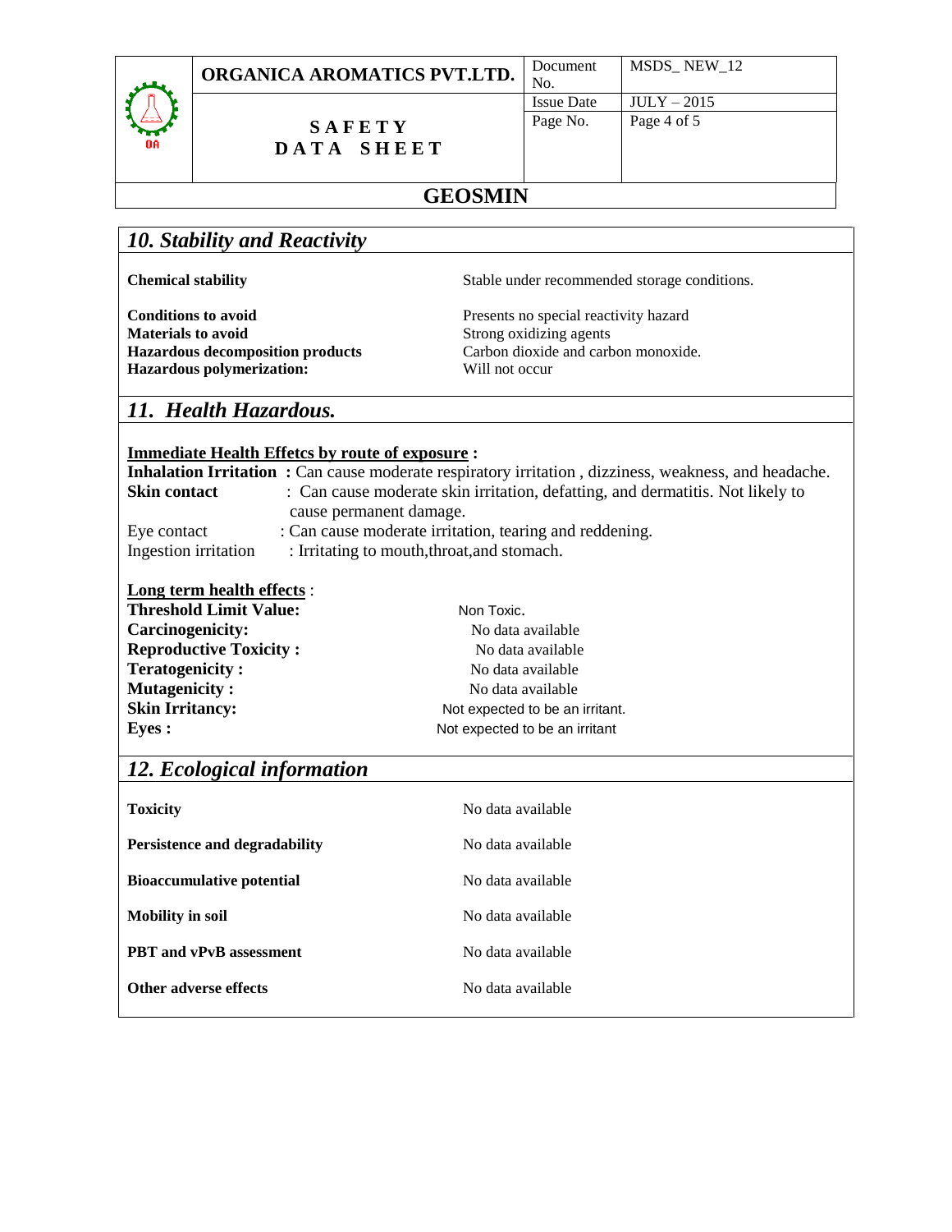## *10. Stability and Reactivity*

| | |
|---|---|
| **Chemical stability** | Stable under recommended storage conditions. |
| **Conditions to avoid** | Presents no special reactivity hazard |
| **Materials to avoid** | Strong oxidizing agents |
| **Hazardous decomposition products** | Carbon dioxide and carbon monoxide. |
| **Hazardous polymerization:** | Will not occur |

## *11. Health Hazardous.*

**<u>Immediate Health Effetcs by route of exposure</u> :**

**Inhalation Irritation :** Can cause moderate respiratory irritation , dizziness, weakness, and headache.

**Skin contact** : Can cause moderate skin irritation, defatting, and dermatitis. Not likely to cause permanent damage.

Eye contact : Can cause moderate irritation, tearing and reddening.

Ingestion irritation : Irritating to mouth,throat,and stomach.

**<u>Long term health effects</u>** :

| | |
|---|---|
| **Threshold Limit Value:** | Non Toxic. |
| **Carcinogenicity:** | No data available |
| **Reproductive Toxicity :** | No data available |
| **Teratogenicity :** | No data available |
| **Mutagenicity :** | No data available |
| **Skin Irritancy:** | Not expected to be an irritant. |
| **Eyes :** | Not expected to be an irritant |

## *12. Ecological information*

| | |
|---|---|
| **Toxicity** | No data available |
| **Persistence and degradability** | No data available |
| **Bioaccumulative potential** | No data available |
| **Mobility in soil** | No data available |
| **PBT and vPvB assessment** | No data available |
| **Other adverse effects** | No data available |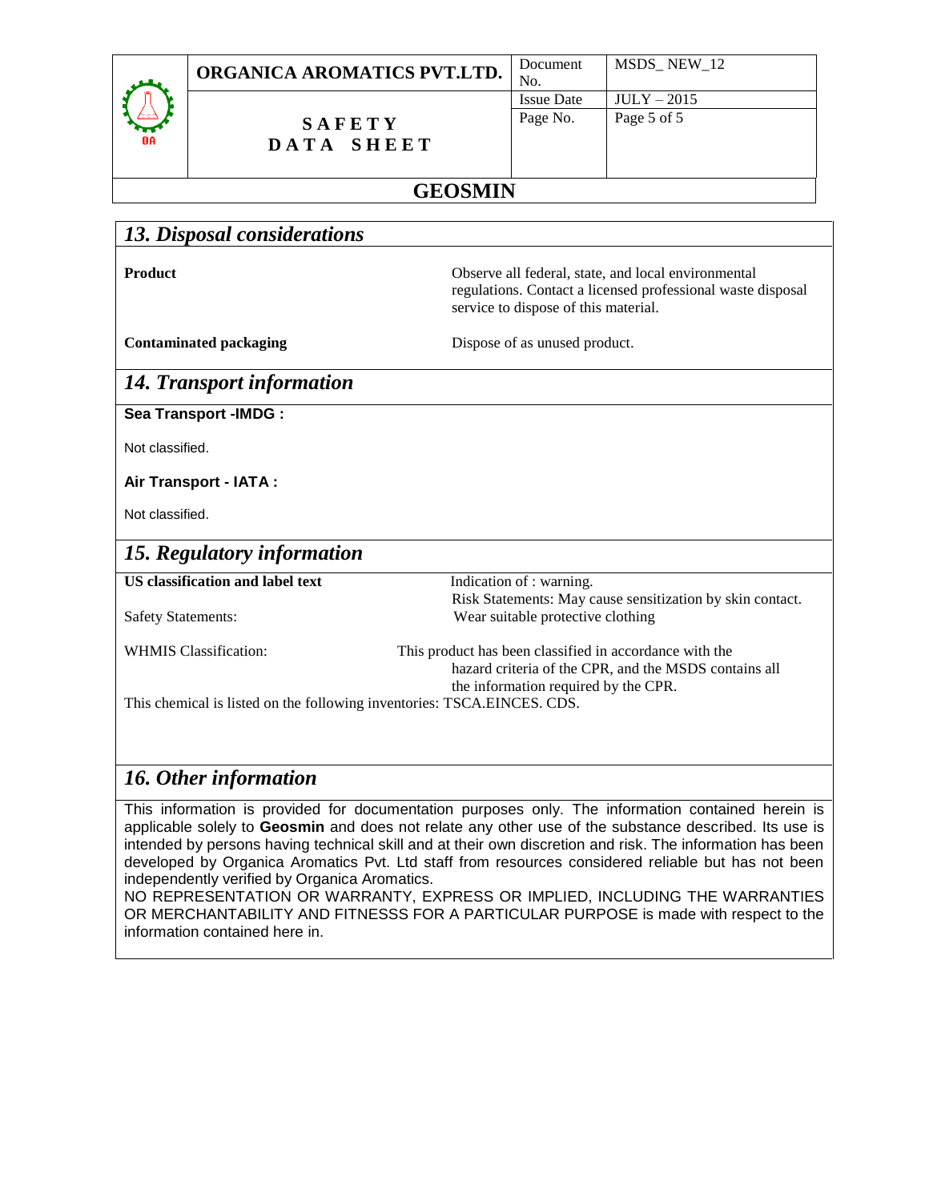# GEOSMIN

## 13. Disposal considerations

| | |
|---|---|
| **Product** | Observe all federal, state, and local environmental regulations. Contact a licensed professional waste disposal service to dispose of this material. |
| **Contaminated packaging** | Dispose of as unused product. |

## 14. Transport information

**Sea Transport -IMDG :**

Not classified.

**Air Transport - IATA :**

Not classified.

## 15. Regulatory information

| | |
|---|---|
| **US classification and label text** | Indication of : warning.<br>Risk Statements: May cause sensitization by skin contact. |
| Safety Statements: | Wear suitable protective clothing |
| WHMIS Classification: | This product has been classified in accordance with the hazard criteria of the CPR, and the MSDS contains all the information required by the CPR. |

This chemical is listed on the following inventories: TSCA.EINCES. CDS.

## 16. Other information

This information is provided for documentation purposes only. The information contained herein is applicable solely to **Geosmin** and does not relate any other use of the substance described. Its use is intended by persons having technical skill and at their own discretion and risk. The information has been developed by Organica Aromatics Pvt. Ltd staff from resources considered reliable but has not been independently verified by Organica Aromatics.

NO REPRESENTATION OR WARRANTY, EXPRESS OR IMPLIED, INCLUDING THE WARRANTIES OR MERCHANTABILITY AND FITNESSS FOR A PARTICULAR PURPOSE is made with respect to the information contained here in.